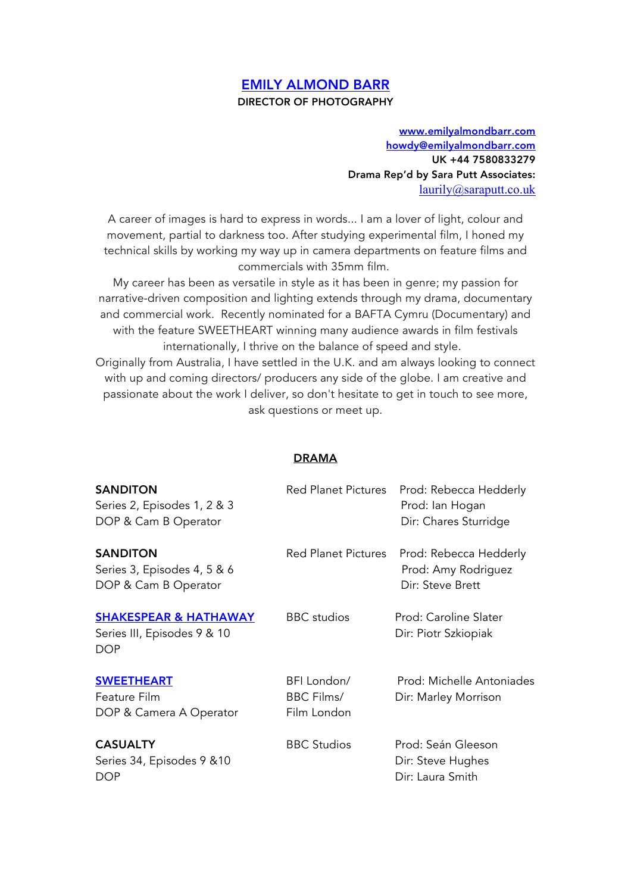# EMILY ALMOND BARR

**DIRECTOR OF PHOTOGRAPHY**

**www.emilyalmondbarr.com**
**howdy@emilyalmondbarr.com**
**UK +44 7580833279**
**Drama Rep'd by Sara Putt Associates:**
laurily@saraputt.co.uk

A career of images is hard to express in words... I am a lover of light, colour and movement, partial to darkness too. After studying experimental film, I honed my technical skills by working my way up in camera departments on feature films and commercials with 35mm film.
My career has been as versatile in style as it has been in genre; my passion for narrative-driven composition and lighting extends through my drama, documentary and commercial work. Recently nominated for a BAFTA Cymru (Documentary) and with the feature SWEETHEART winning many audience awards in film festivals internationally, I thrive on the balance of speed and style.
Originally from Australia, I have settled in the U.K. and am always looking to connect with up and coming directors/ producers any side of the globe. I am creative and passionate about the work I deliver, so don't hesitate to get in touch to see more, ask questions or meet up.

## DRAMA

| | | |
|---|---|---|
| **SANDITON**<br>Series 2, Episodes 1, 2 & 3<br>DOP & Cam B Operator | Red Planet Pictures | Prod: Rebecca Hedderly<br>Prod: Ian Hogan<br>Dir: Chares Sturridge |
| **SANDITON**<br>Series 3, Episodes 4, 5 & 6<br>DOP & Cam B Operator | Red Planet Pictures | Prod: Rebecca Hedderly<br>Prod: Amy Rodriguez<br>Dir: Steve Brett |
| **SHAKESPEAR & HATHAWAY**<br>Series III, Episodes 9 & 10<br>DOP | BBC studios | Prod: Caroline Slater<br>Dir: Piotr Szkiopiak |
| **SWEETHEART**<br>Feature Film<br>DOP & Camera A Operator | BFI London/<br>BBC Films/<br>Film London | Prod: Michelle Antoniades<br>Dir: Marley Morrison |
| **CASUALTY**<br>Series 34, Episodes 9 &10<br>DOP | BBC Studios | Prod: Seán Gleeson<br>Dir: Steve Hughes<br>Dir: Laura Smith |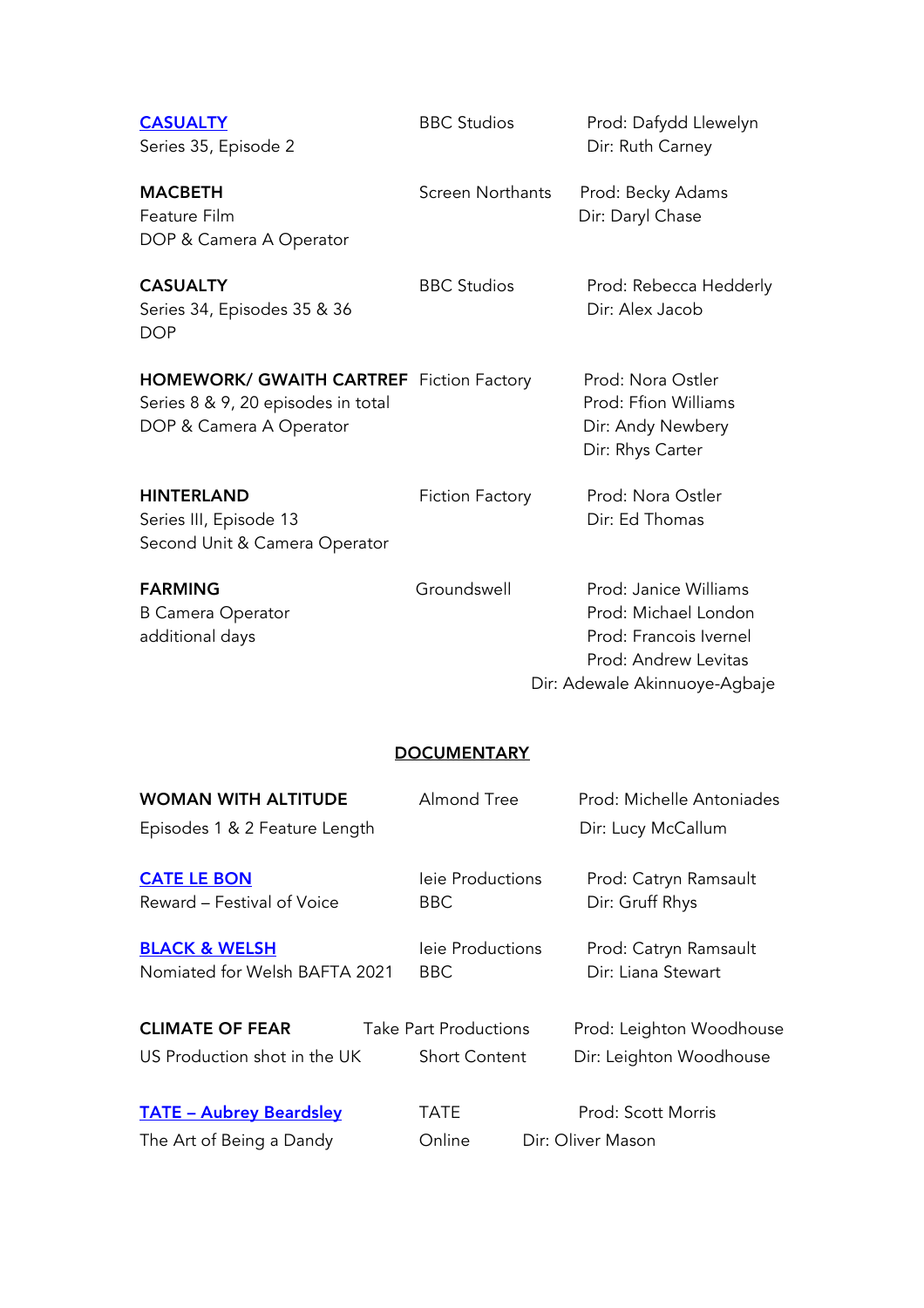| | | |
|---|---|---|
| **CASUALTY**<br>Series 35, Episode 2 | BBC Studios | Prod: Dafydd Llewelyn<br>Dir: Ruth Carney |
| **MACBETH**<br>Feature Film<br>DOP & Camera A Operator | Screen Northants | Prod: Becky Adams<br>Dir: Daryl Chase |
| **CASUALTY**<br>Series 34, Episodes 35 & 36<br>DOP | BBC Studios | Prod: Rebecca Hedderly<br>Dir: Alex Jacob |
| **HOMEWORK/ GWAITH CARTREF**<br>Series 8 & 9, 20 episodes in total<br>DOP & Camera A Operator | Fiction Factory | Prod: Nora Ostler<br>Prod: Ffion Williams<br>Dir: Andy Newbery<br>Dir: Rhys Carter |
| **HINTERLAND**<br>Series III, Episode 13<br>Second Unit & Camera Operator | Fiction Factory | Prod: Nora Ostler<br>Dir: Ed Thomas |
| **FARMING**<br>B Camera Operator<br>additional days | Groundswell | Prod: Janice Williams<br>Prod: Michael London<br>Prod: Francois Ivernel<br>Prod: Andrew Levitas<br>Dir: Adewale Akinnuoye-Agbaje |

## DOCUMENTARY

| | | |
|---|---|---|
| **WOMAN WITH ALTITUDE**<br>Episodes 1 & 2 Feature Length | Almond Tree | Prod: Michelle Antoniades<br>Dir: Lucy McCallum |
| **CATE LE BON**<br>Reward – Festival of Voice | Ieie Productions<br>BBC | Prod: Catryn Ramsault<br>Dir: Gruff Rhys |
| **BLACK & WELSH**<br>Nomiated for Welsh BAFTA 2021 | Ieie Productions<br>BBC | Prod: Catryn Ramsault<br>Dir: Liana Stewart |
| **CLIMATE OF FEAR**<br>US Production shot in the UK | Take Part Productions<br>Short Content | Prod: Leighton Woodhouse<br>Dir: Leighton Woodhouse |
| **TATE – Aubrey Beardsley**<br>The Art of Being a Dandy | TATE<br>Online | Prod: Scott Morris<br>Dir: Oliver Mason |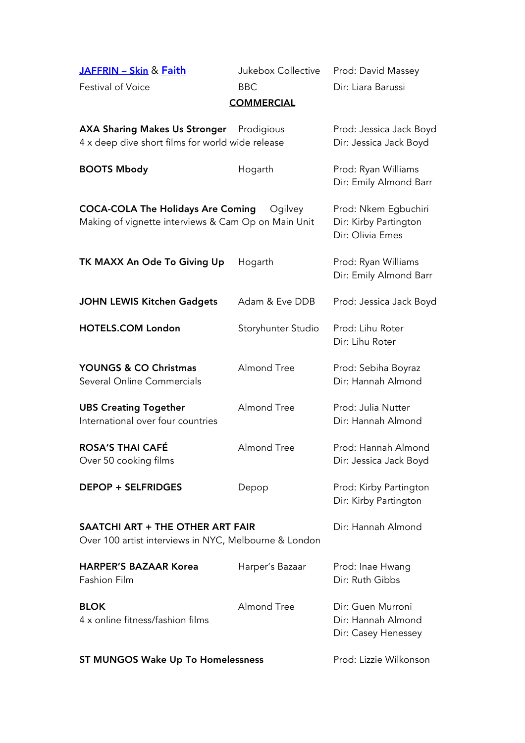**[JAFFRIN – Skin](#) & [Faith](#)**
Festival of Voice

Jukebox Collective
BBC

Prod: David Massey
Dir: Liara Barussi

## COMMERCIAL

**AXA Sharing Makes Us Stronger** Prodigious
4 x deep dive short films for world wide release
Prod: Jessica Jack Boyd
Dir: Jessica Jack Boyd

**BOOTS Mbody** Hogarth
Prod: Ryan Williams
Dir: Emily Almond Barr

**COCA-COLA The Holidays Are Coming** Ogilvey
Making of vignette interviews & Cam Op on Main Unit
Prod: Nkem Egbuchiri
Dir: Kirby Partington
Dir: Olivia Emes

**TK MAXX An Ode To Giving Up** Hogarth
Prod: Ryan Williams
Dir: Emily Almond Barr

**JOHN LEWIS Kitchen Gadgets** Adam & Eve DDB
Prod: Jessica Jack Boyd

**HOTELS.COM London** Storyhunter Studio
Prod: Lihu Roter
Dir: Lihu Roter

**YOUNGS & CO Christmas** Almond Tree
Several Online Commercials
Prod: Sebiha Boyraz
Dir: Hannah Almond

**UBS Creating Together** Almond Tree
International over four countries
Prod: Julia Nutter
Dir: Hannah Almond

**ROSA'S THAI CAFÉ** Almond Tree
Over 50 cooking films
Prod: Hannah Almond
Dir: Jessica Jack Boyd

**DEPOP + SELFRIDGES** Depop
Prod: Kirby Partington
Dir: Kirby Partington

**SAATCHI ART + THE OTHER ART FAIR**
Over 100 artist interviews in NYC, Melbourne & London
Dir: Hannah Almond

**HARPER'S BAZAAR Korea** Harper's Bazaar
Fashion Film
Prod: Inae Hwang
Dir: Ruth Gibbs

**BLOK** Almond Tree
4 x online fitness/fashion films
Dir: Guen Murroni
Dir: Hannah Almond
Dir: Casey Henessey

**ST MUNGOS Wake Up To Homelessness**
Prod: Lizzie Wilkonson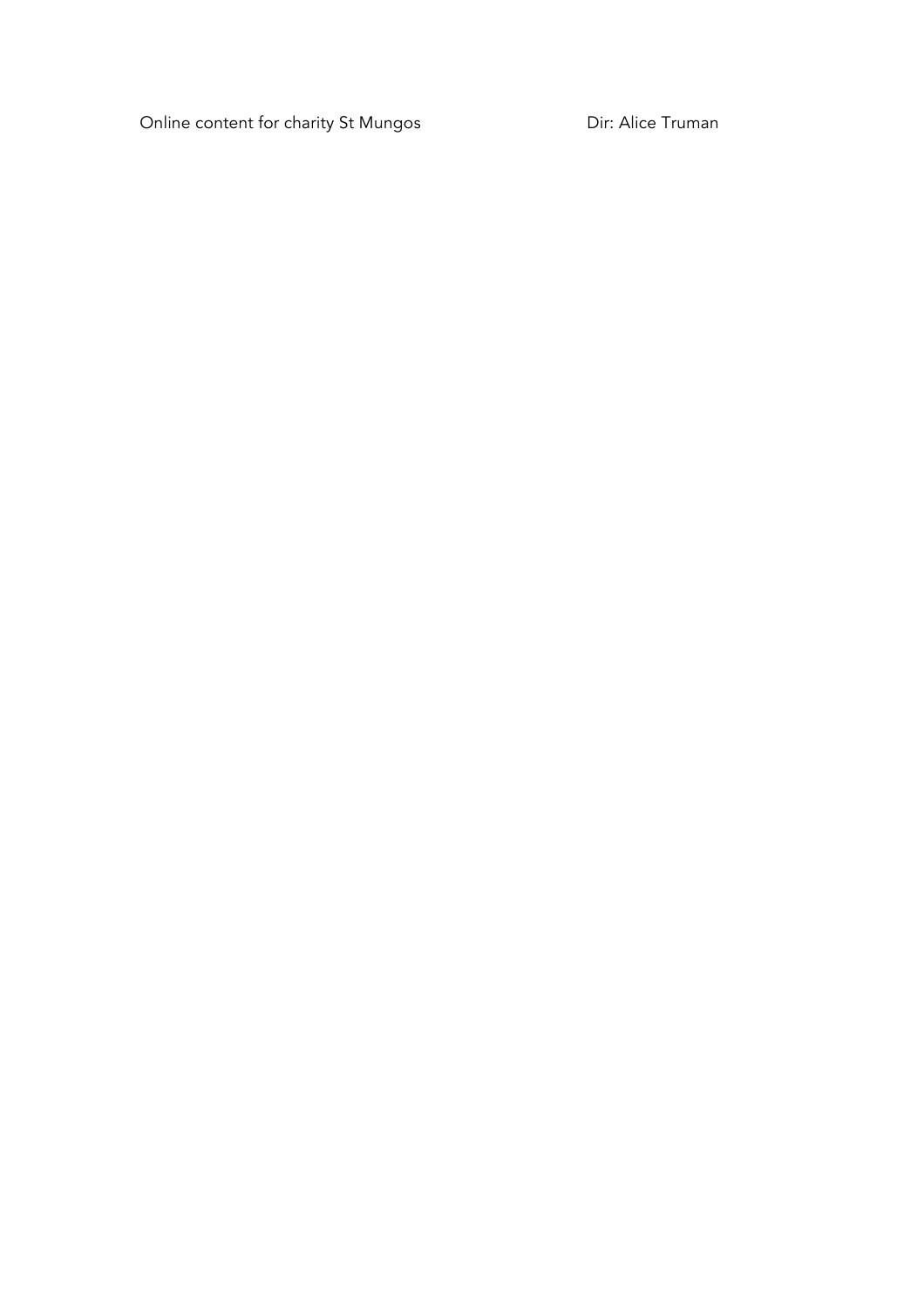Online content for charity St Mungos Dir: Alice Truman